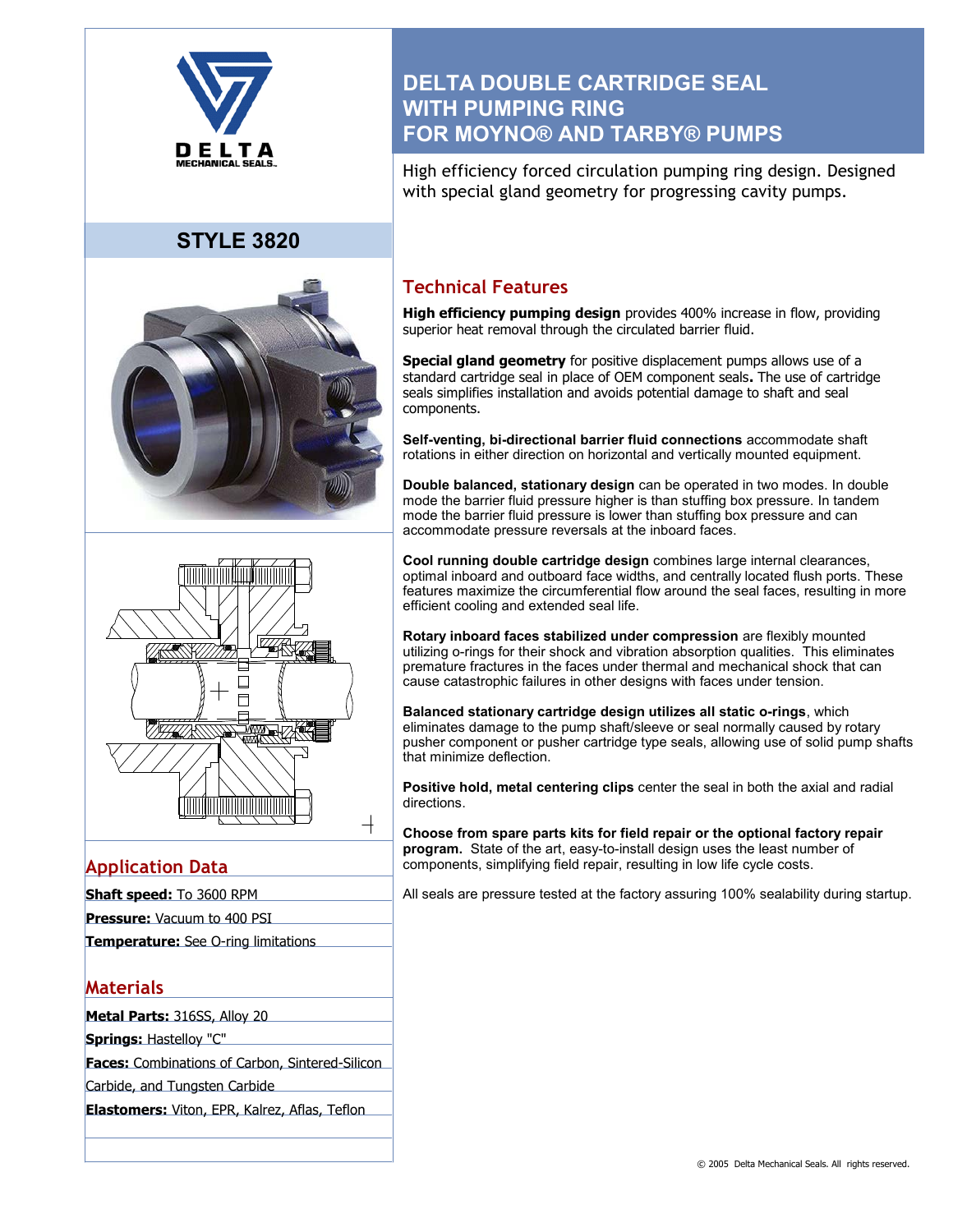DELTA MECHANICAL SEALS

## STYLE 3820

# DELTA DOUBLE CARTRIDGE SEAL WITH PUMPING RING FOR MOYNO® AND TARBY® PUMPS

High efficiency forced circulation pumping ring design. Designed with special gland geometry for progressing cavity pumps.

## Technical Features

**High efficiency pumping design** provides 400% increase in flow, providing superior heat removal through the circulated barrier fluid.

**Special gland geometry** for positive displacement pumps allows use of a standard cartridge seal in place of OEM component seals**.** The use of cartridge seals simplifies installation and avoids potential damage to shaft and seal components.

**Self-venting, bi-directional barrier fluid connections** accommodate shaft rotations in either direction on horizontal and vertically mounted equipment.

**Double balanced, stationary design** can be operated in two modes. In double mode the barrier fluid pressure higher is than stuffing box pressure. In tandem mode the barrier fluid pressure is lower than stuffing box pressure and can accommodate pressure reversals at the inboard faces.

**Cool running double cartridge design** combines large internal clearances, optimal inboard and outboard face widths, and centrally located flush ports. These features maximize the circumferential flow around the seal faces, resulting in more efficient cooling and extended seal life.

**Rotary inboard faces stabilized under compression** are flexibly mounted utilizing o-rings for their shock and vibration absorption qualities. This eliminates premature fractures in the faces under thermal and mechanical shock that can cause catastrophic failures in other designs with faces under tension.

**Balanced stationary cartridge design utilizes all static o-rings**, which eliminates damage to the pump shaft/sleeve or seal normally caused by rotary pusher component or pusher cartridge type seals, allowing use of solid pump shafts that minimize deflection.

**Positive hold, metal centering clips** center the seal in both the axial and radial directions.

**Choose from spare parts kits for field repair or the optional factory repair program.** State of the art, easy-to-install design uses the least number of components, simplifying field repair, resulting in low life cycle costs.

All seals are pressure tested at the factory assuring 100% sealability during startup.

## Application Data

**Shaft speed:** To 3600 RPM

**Pressure:** Vacuum to 400 PSI

**Temperature:** See O-ring limitations

## Materials

**Metal Parts:** 316SS, Alloy 20

**Springs:** Hastelloy "C"

**Faces:** Combinations of Carbon, Sintered-Silicon Carbide, and Tungsten Carbide

**Elastomers:** Viton, EPR, Kalrez, Aflas, Teflon

© 2005 Delta Mechanical Seals. All rights reserved.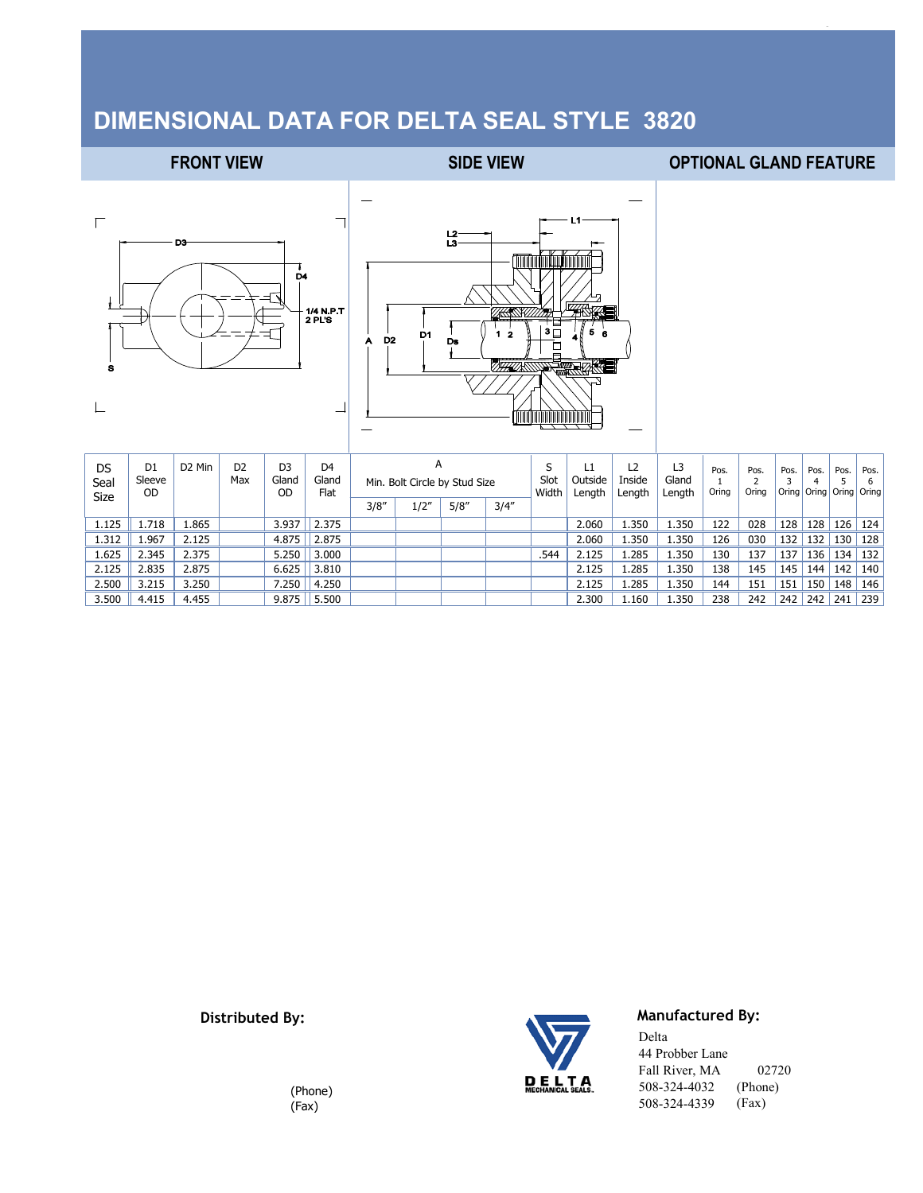# DIMENSIONAL DATA FOR DELTA SEAL STYLE 3820

FRONT VIEW

SIDE VIEW

OPTIONAL GLAND FEATURE

D3
D4
1/4 N.P.T 2 PL'S
S

L1
L2
L3
A
D2
D1
Ds
1 2 3 4 5 6

| DS Seal Size | D1 Sleeve OD | D2 Min | D2 Max | D3 Gland OD | D4 Gland Flat | A Min. Bolt Circle by Stud Size | | | | S Slot Width | L1 Outside Length | L2 Inside Length | L3 Gland Length | Pos. 1 Oring | Pos. 2 Oring | Pos. 3 Oring | Pos. 4 Oring | Pos. 5 Oring | Pos. 6 Oring |
|---|---|---|---|---|---|---|---|---|---|---|---|---|---|---|---|---|---|---|---|
| | | | | | | 3/8" | 1/2" | 5/8" | 3/4" | | | | | | | | | | |
| 1.125 | 1.718 | 1.865 | | 3.937 | 2.375 | | | | | | 2.060 | 1.350 | 1.350 | 122 | 028 | 128 | 128 | 126 | 124 |
| 1.312 | 1.967 | 2.125 | | 4.875 | 2.875 | | | | | | 2.060 | 1.350 | 1.350 | 126 | 030 | 132 | 132 | 130 | 128 |
| 1.625 | 2.345 | 2.375 | | 5.250 | 3.000 | | | | | .544 | 2.125 | 1.285 | 1.350 | 130 | 137 | 137 | 136 | 134 | 132 |
| 2.125 | 2.835 | 2.875 | | 6.625 | 3.810 | | | | | | 2.125 | 1.285 | 1.350 | 138 | 145 | 145 | 144 | 142 | 140 |
| 2.500 | 3.215 | 3.250 | | 7.250 | 4.250 | | | | | | 2.125 | 1.285 | 1.350 | 144 | 151 | 151 | 150 | 148 | 146 |
| 3.500 | 4.415 | 4.455 | | 9.875 | 5.500 | | | | | | 2.300 | 1.160 | 1.350 | 238 | 242 | 242 | 242 | 241 | 239 |

**Distributed By:**

(Phone)
(Fax)

DELTA MECHANICAL SEALS.

**Manufactured By:**

Delta
44 Probber Lane
Fall River, MA 02720
508-324-4032 (Phone)
508-324-4339 (Fax)